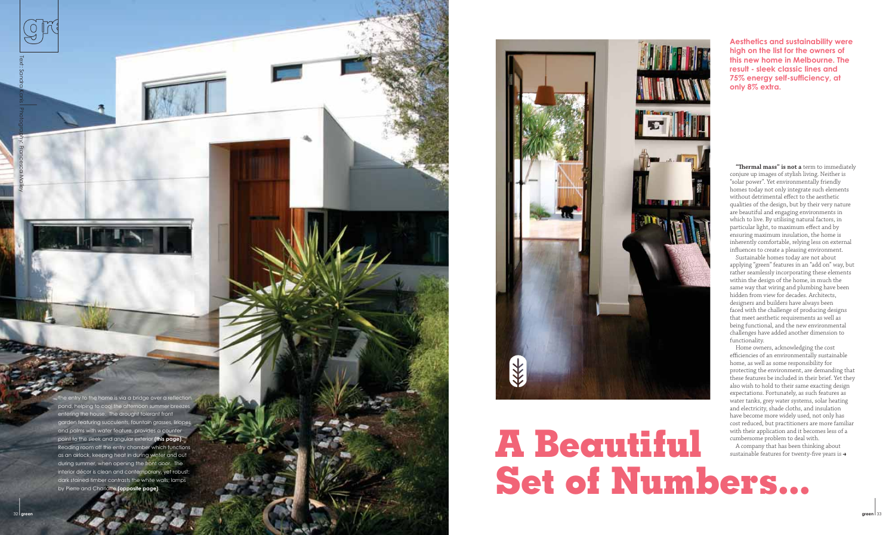# A Beautiful Set of Numbers...

Text: Sandra Kons | Photography: Francesca Malley

**Aesthetics and sustainability were high on the list for the owners of this new home in Melbourne. The result - sleek classic lines and 75% energy self-sufficiency, at only 8% extra.**

**"Thermal mass" is not a** term to immediately conjure up images of stylish living. Neither is "solar power". Yet environmentally friendly homes today not only integrate such elements without detrimental effect to the aesthetic qualities of the design, but by their very nature are beautiful and engaging environments in which to live. By utilising natural factors, in particular light, to maximum effect and by ensuring maximum insulation, the home is inherently comfortable, relying less on external influences to create a pleasing environment.

Sustainable homes today are not about applying "green" features in an "add on" way, but rather seamlessly incorporating these elements within the design of the home, in much the same way that wiring and plumbing have been hidden from view for decades. Architects, designers and builders have always been faced with the challenge of producing designs that meet aesthetic requirements as well as being functional, and the new environmental challenges have added another dimension to functionality.

Home owners, acknowledging the cost efficiencies of an environmentally sustainable home, as well as some responsibility for protecting the environment, are demanding that these features be included in their brief. Yet they also wish to hold to their same exacting design expectations. Fortunately, as such features as water tanks, grey water systems, solar heating and electricity, shade cloths, and insulation have become more widely used, not only has cost reduced, but practitioners are more familiar with their application and it becomes less of a cumbersome problem to deal with.

A company that has been thinking about sustainable features for twenty-five years is →

The entry to the home is via a bridge over a reflection pond, helping to cool the afternoon summer breezes entering the house. The drought tolerant front garden featuring succulents, fountain grasses, liriopes and palms with water feature, provides a counter point to the sleek and angular exterior **(this page)**. Reading room off the entry chamber which functions as an airlock, keeping heat in during winter and out during summer, when opening the front door. The interior décor is clean and contemporary, yet robust: dark stained timber contrasts the white walls; lamps by Pierre and Charlotte **(opposite page)**.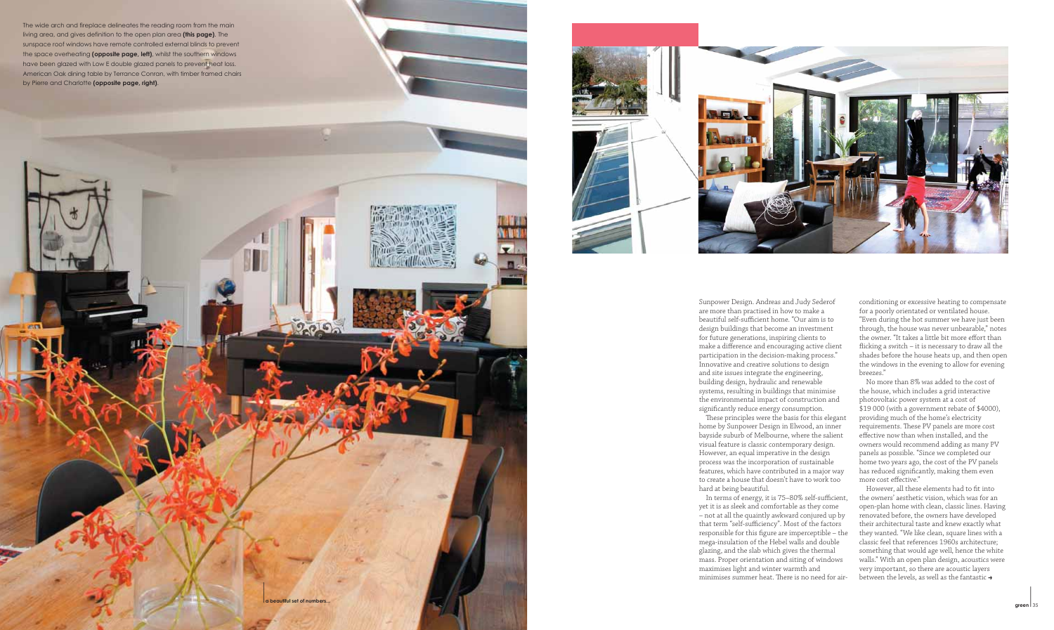The wide arch and fireplace delineates the reading room from the main living area, and gives definition to the open plan area **(this page)**. The sunspace roof windows have remote controlled external blinds to prevent the space overheating **(opposite page, left)**, whilst the southern windows have been glazed with Low E double glazed panels to prevent heat loss. American Oak dining table by Terrance Conran, with timber framed chairs by Pierre and Charlotte **(opposite page, right)**.

a beautiful set of numbers...

Sunpower Design. Andreas and Judy Sederof are more than practised in how to make a beautiful self-sufficient home. "Our aim is to design buildings that become an investment for future generations, inspiring clients to make a difference and encouraging active client participation in the decision-making process." Innovative and creative solutions to design and site issues integrate the engineering, building design, hydraulic and renewable systems, resulting in buildings that minimise the environmental impact of construction and significantly reduce energy consumption.

These principles were the basis for this elegant home by Sunpower Design in Elwood, an inner bayside suburb of Melbourne, where the salient visual feature is classic contemporary design. However, an equal imperative in the design process was the incorporation of sustainable features, which have contributed in a major way to create a house that doesn't have to work too hard at being beautiful.

In terms of energy, it is 75–80% self-sufficient, yet it is as sleek and comfortable as they come – not at all the quaintly awkward conjured up by that term "self-sufficiency". Most of the factors responsible for this figure are imperceptible – the mega-insulation of the Hebel walls and double glazing, and the slab which gives the thermal mass. Proper orientation and siting of windows maximises light and winter warmth and minimises summer heat. There is no need for air-conditioning or excessive heating to compensate for a poorly orientated or ventilated house. "Even during the hot summer we have just been through, the house was never unbearable," notes the owner. "It takes a little bit more effort than flicking a switch – it is necessary to draw all the shades before the house heats up, and then open the windows in the evening to allow for evening breezes."

No more than 8% was added to the cost of the house, which includes a grid interactive photovoltaic power system at a cost of $19 000 (with a government rebate of $4000), providing much of the home's electricity requirements. These PV panels are more cost effective now than when installed, and the owners would recommend adding as many PV panels as possible. "Since we completed our home two years ago, the cost of the PV panels has reduced significantly, making them even more cost effective."

However, all these elements had to fit into the owners' aesthetic vision, which was for an open-plan home with clean, classic lines. Having renovated before, the owners have developed their architectural taste and knew exactly what they wanted. "We like clean, square lines with a classic feel that references 1960s architecture; something that would age well, hence the white walls." With an open plan design, acoustics were very important, so there are acoustic layers between the levels, as well as the fantastic →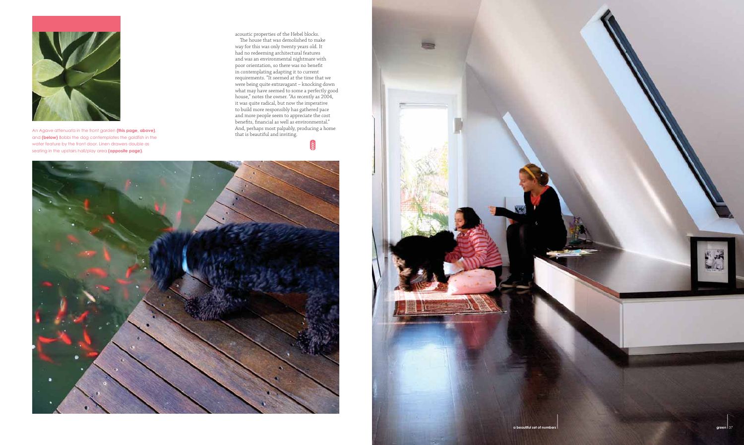An Agave attenuata in the front garden **(this page, above)**, and **(below)** Bobbi the dog contemplates the goldfish in the water feature by the front door. Linen drawers double as seating in the upstairs hall/play area **(opposite page)**.

acoustic properties of the Hebel blocks.

The house that was demolished to make way for this was only twenty years old. It had no redeeming architectural features and was an environmental nightmare with poor orientation, so there was no benefit in contemplating adapting it to current requirements. "It seemed at the time that we were being quite extravagant – knocking down what may have seemed to some a perfectly good house," notes the owner. "As recently as 2004, it was quite radical, but now the imperative to build more responsibly has gathered pace and more people seem to appreciate the cost benefits, financial as well as environmental." And, perhaps most palpably, producing a home that is beautiful and inviting.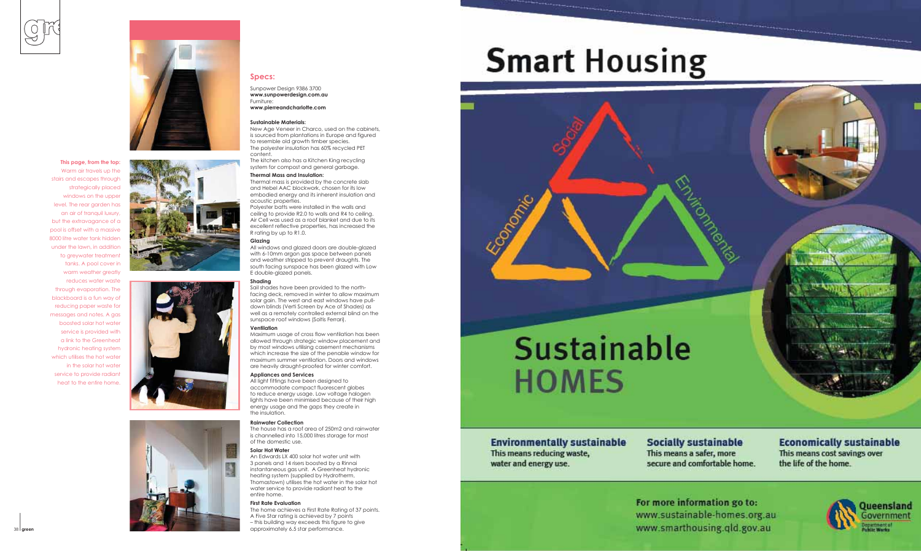This page, from the top: Warm air travels up the stairs and escapes through strategically placed windows on the upper level. The rear garden has an air of tranquil luxury, but the extravagance of a pool is offset with a massive 8000 litre water tank hidden under the lawn, in addition to greywater treatment tanks. A pool cover in warm weather greatly reduces water waste through evaporation. The blackboard is a fun way of reducing paper waste for messages and notes. A gas boosted solar hot water service is provided with a link to the Greenheat hydronic heating system which utilises the hot water in the solar hot water service to provide radiant heat to the entire home.

## Specs:

Sunpower Design 9386 3700
**www.sunpowerdesign.com.au**
Furniture:
**www.pierreandcharlotte.com**

### Sustainable Materials:

New Age Veneer in Charco, used on the cabinets, is sourced from plantations in Europe and figured to resemble old growth timber species.
The polyester insulation has 60% recycled PET content.
The kitchen also has a Kitchen King recycling system for compost and general garbage.

### Thermal Mass and Insulation:

Thermal mass is provided by the concrete slab and Hebel AAC blockwork, chosen for its low embodied energy and its inherent insulation and acoustic properties.
Polyester batts were installed in the walls and ceiling to provide R2.0 to walls and R4 to ceiling. Air Cell was used as a roof blanket and due to its excellent reflective properties, has increased the R rating by up to R1.0.

### Glazing

All windows and glazed doors are double-glazed with 6-10mm argon gas space between panels and weather stripped to prevent draughts. The south facing sunspace has been glazed with Low E double-glazed panels.

### Shading

Sail shades have been provided to the north-facing deck, removed in winter to allow maximum solar gain. The west and east windows have pull-down blinds (Verti Screen by Ace of Shades) as well as a remotely controlled external blind on the sunspace roof windows (Soltis Ferrari).

### Ventilation

Maximum usage of cross flow ventilation has been allowed through strategic window placement and by most windows utilising casement mechanisms which increase the size of the penable window for maximum summer ventilation. Doors and windows are heavily draught-proofed for winter comfort.

### Appliances and Services

All light fittings have been designed to accommodate compact fluorescent globes to reduce energy usage. Low voltage halogen lights have been minimised because of their high energy usage and the gaps they create in the insulation.

### Rainwater Collection

The house has a roof area of 250m2 and rainwater is channelled into 15,000 litres storage for most of the domestic use.

### Solar Hot Water

An Edwards LX 400 solar hot water unit with 3 panels and 14 risers boosted by a Rinnai instantaneous gas unit. A Greenheat hydronic heating system (supplied by Hydrotherm, Thomastown) utilises the hot water in the solar hot water service to provide radiant heat to the entire home.

### First Rate Evaluation

The home achieves a First Rate Rating of 37 points. A Five Star rating is achieved by 7 points – this building way exceeds this figure to give approximately 6.5 star performance.

# Smart Housing

Social
Economic
Environmental

# Sustainable HOMES

**Environmentally sustainable**
This means reducing waste, water and energy use.

**Socially sustainable**
This means a safer, more secure and comfortable home.

**Economically sustainable**
This means cost savings over the life of the home.

For more information go to:
www.sustainable-homes.org.au
www.smarthousing.qld.gov.au

Queensland Government
Department of Public Works